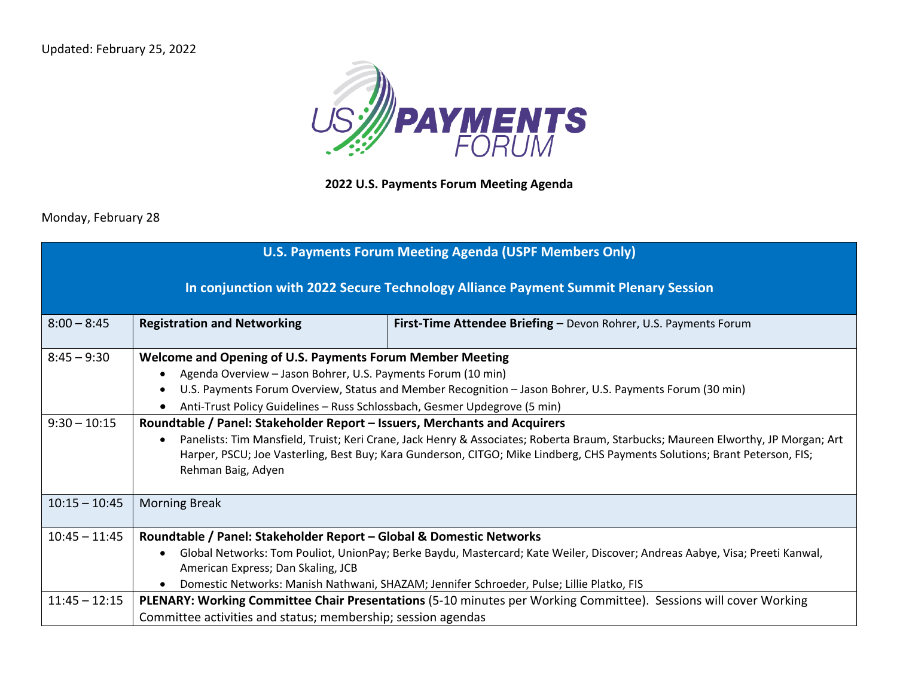Updated: February 25, 2022

**2022 U.S. Payments Forum Meeting Agenda**

Monday, February 28

| U.S. Payments Forum Meeting Agenda (USPF Members Only)<br><br>In conjunction with 2022 Secure Technology Alliance Payment Summit Plenary Session | | |
|---|---|---|
| 8:00 – 8:45 | **Registration and Networking** | **First-Time Attendee Briefing** – Devon Rohrer, U.S. Payments Forum |
| 8:45 – 9:30 | **Welcome and Opening of U.S. Payments Forum Member Meeting**<br>• Agenda Overview – Jason Bohrer, U.S. Payments Forum (10 min)<br>• U.S. Payments Forum Overview, Status and Member Recognition – Jason Bohrer, U.S. Payments Forum (30 min)<br>• Anti-Trust Policy Guidelines – Russ Schlossbach, Gesmer Updegrove (5 min) | |
| 9:30 – 10:15 | **Roundtable / Panel: Stakeholder Report – Issuers, Merchants and Acquirers**<br>• Panelists: Tim Mansfield, Truist; Keri Crane, Jack Henry & Associates; Roberta Braum, Starbucks; Maureen Elworthy, JP Morgan; Art Harper, PSCU; Joe Vasterling, Best Buy; Kara Gunderson, CITGO; Mike Lindberg, CHS Payments Solutions; Brant Peterson, FIS; Rehman Baig, Adyen | |
| 10:15 – 10:45 | Morning Break | |
| 10:45 – 11:45 | **Roundtable / Panel: Stakeholder Report – Global & Domestic Networks**<br>• Global Networks: Tom Pouliot, UnionPay; Berke Baydu, Mastercard; Kate Weiler, Discover; Andreas Aabye, Visa; Preeti Kanwal, American Express; Dan Skaling, JCB<br>• Domestic Networks: Manish Nathwani, SHAZAM; Jennifer Schroeder, Pulse; Lillie Platko, FIS | |
| 11:45 – 12:15 | **PLENARY: Working Committee Chair Presentations** (5-10 minutes per Working Committee). Sessions will cover Working Committee activities and status; membership; session agendas | |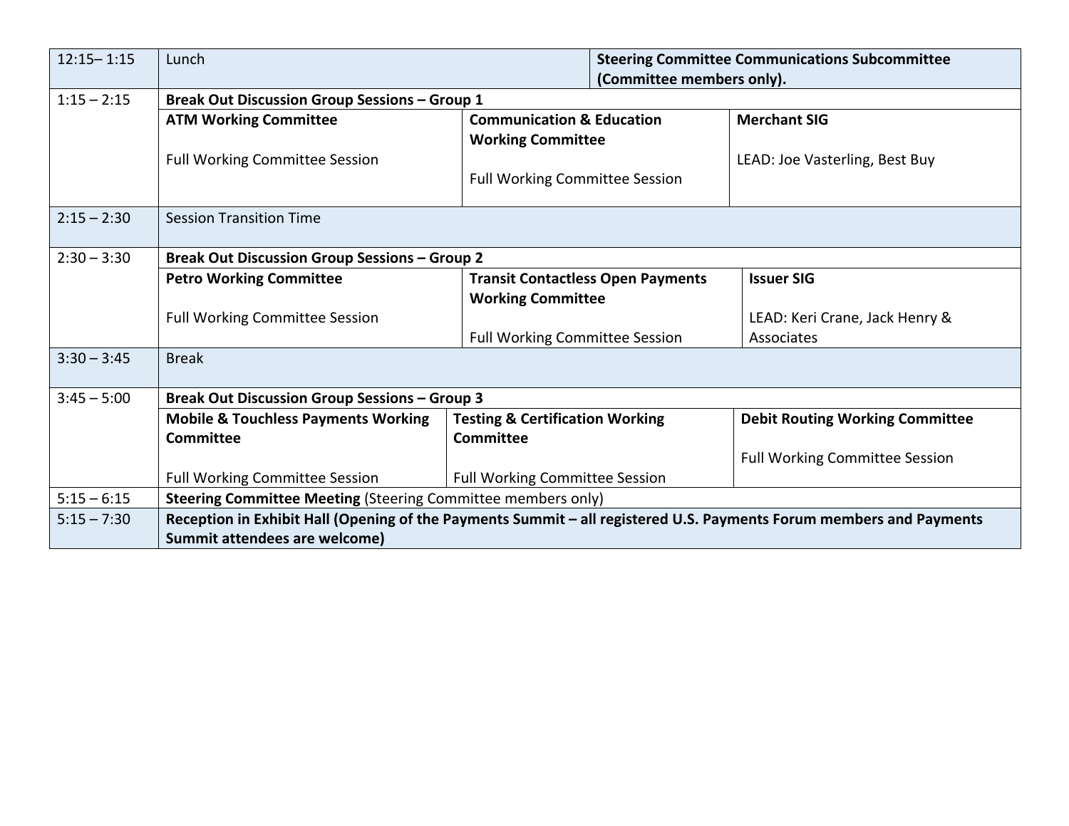| Time | Session | | |
|---|---|---|---|
| 12:15– 1:15 | Lunch | **Steering Committee Communications Subcommittee (Committee members only).** | |
| 1:15 – 2:15 | **Break Out Discussion Group Sessions – Group 1** | | |
| | **ATM Working Committee**<br><br>Full Working Committee Session | **Communication & Education Working Committee**<br><br>Full Working Committee Session | **Merchant SIG**<br><br>LEAD: Joe Vasterling, Best Buy |
| 2:15 – 2:30 | Session Transition Time | | |
| 2:30 – 3:30 | **Break Out Discussion Group Sessions – Group 2** | | |
| | **Petro Working Committee**<br><br>Full Working Committee Session | **Transit Contactless Open Payments Working Committee**<br><br>Full Working Committee Session | **Issuer SIG**<br><br>LEAD: Keri Crane, Jack Henry & Associates |
| 3:30 – 3:45 | Break | | |
| 3:45 – 5:00 | **Break Out Discussion Group Sessions – Group 3** | | |
| | **Mobile & Touchless Payments Working Committee**<br><br>Full Working Committee Session | **Testing & Certification Working Committee**<br><br>Full Working Committee Session | **Debit Routing Working Committee**<br><br>Full Working Committee Session |
| 5:15 – 6:15 | **Steering Committee Meeting** (Steering Committee members only) | | |
| 5:15 – 7:30 | **Reception in Exhibit Hall (Opening of the Payments Summit – all registered U.S. Payments Forum members and Payments Summit attendees are welcome)** | | |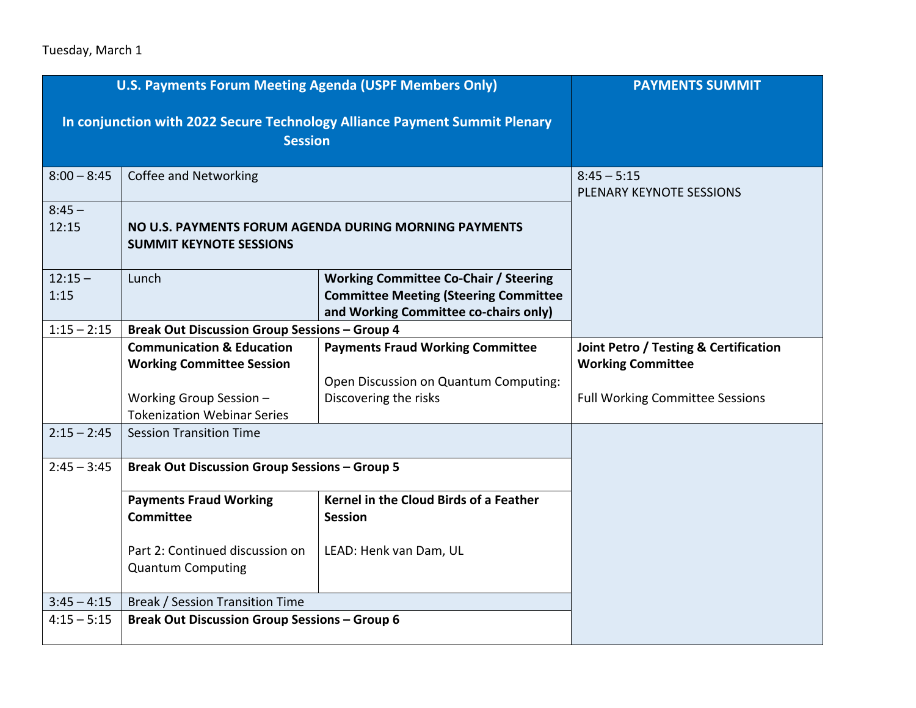Tuesday, March 1

| U.S. Payments Forum Meeting Agenda (USPF Members Only)<br><br>In conjunction with 2022 Secure Technology Alliance Payment Summit Plenary Session | | | PAYMENTS SUMMIT |
|---|---|---|---|
| 8:00 – 8:45 | Coffee and Networking | | 8:45 – 5:15<br>PLENARY KEYNOTE SESSIONS |
| 8:45 – 12:15 | **NO U.S. PAYMENTS FORUM AGENDA DURING MORNING PAYMENTS SUMMIT KEYNOTE SESSIONS** | | |
| 12:15 – 1:15 | Lunch | **Working Committee Co-Chair / Steering Committee Meeting (Steering Committee and Working Committee co-chairs only)** | |
| 1:15 – 2:15 | **Break Out Discussion Group Sessions – Group 4** | | |
| | **Communication & Education Working Committee Session**<br><br>Working Group Session – Tokenization Webinar Series | **Payments Fraud Working Committee**<br><br>Open Discussion on Quantum Computing: Discovering the risks | **Joint Petro / Testing & Certification Working Committee**<br><br>Full Working Committee Sessions |
| 2:15 – 2:45 | Session Transition Time | | |
| 2:45 – 3:45 | **Break Out Discussion Group Sessions – Group 5** | | |
| | **Payments Fraud Working Committee**<br><br>Part 2: Continued discussion on Quantum Computing | **Kernel in the Cloud Birds of a Feather Session**<br><br>LEAD: Henk van Dam, UL | |
| 3:45 – 4:15 | Break / Session Transition Time | | |
| 4:15 – 5:15 | **Break Out Discussion Group Sessions – Group 6** | | |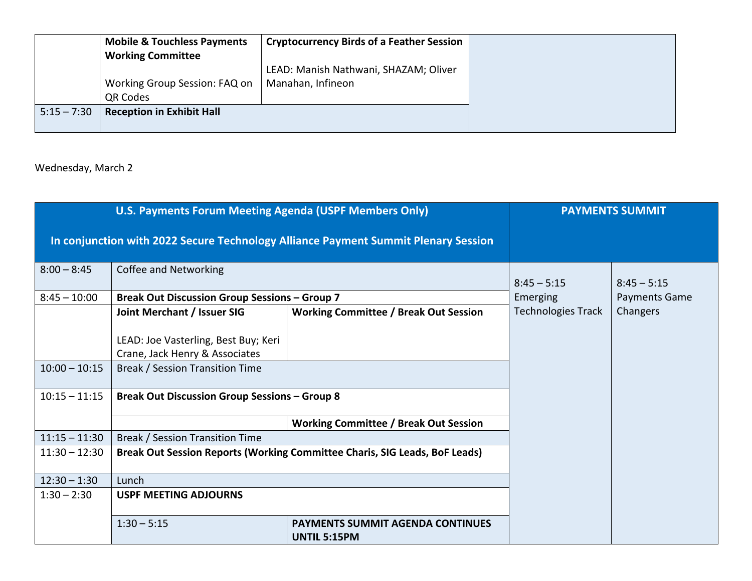| | | | |
|---|---|---|---|
| | **Mobile & Touchless Payments Working Committee**<br><br>Working Group Session: FAQ on QR Codes | **Cryptocurrency Birds of a Feather Session**<br><br>LEAD: Manish Nathwani, SHAZAM; Oliver Manahan, Infineon | |
| 5:15 – 7:30 | **Reception in Exhibit Hall** | | |

Wednesday, March 2

| **U.S. Payments Forum Meeting Agenda (USPF Members Only)**<br><br>**In conjunction with 2022 Secure Technology Alliance Payment Summit Plenary Session** | | | **PAYMENTS SUMMIT** | |
|---|---|---|---|---|
| 8:00 – 8:45 | Coffee and Networking | | 8:45 – 5:15<br>Emerging Technologies Track | 8:45 – 5:15<br>Payments Game Changers |
| 8:45 – 10:00 | **Break Out Discussion Group Sessions – Group 7** | | | |
| | **Joint Merchant / Issuer SIG**<br><br>LEAD: Joe Vasterling, Best Buy; Keri Crane, Jack Henry & Associates | **Working Committee / Break Out Session** | | |
| 10:00 – 10:15 | Break / Session Transition Time | | | |
| 10:15 – 11:15 | **Break Out Discussion Group Sessions – Group 8** | | | |
| | | **Working Committee / Break Out Session** | | |
| 11:15 – 11:30 | Break / Session Transition Time | | | |
| 11:30 – 12:30 | **Break Out Session Reports (Working Committee Charis, SIG Leads, BoF Leads)** | | | |
| 12:30 – 1:30 | Lunch | | | |
| 1:30 – 2:30 | **USPF MEETING ADJOURNS** | | | |
| | 1:30 – 5:15 | **PAYMENTS SUMMIT AGENDA CONTINUES UNTIL 5:15PM** | | |